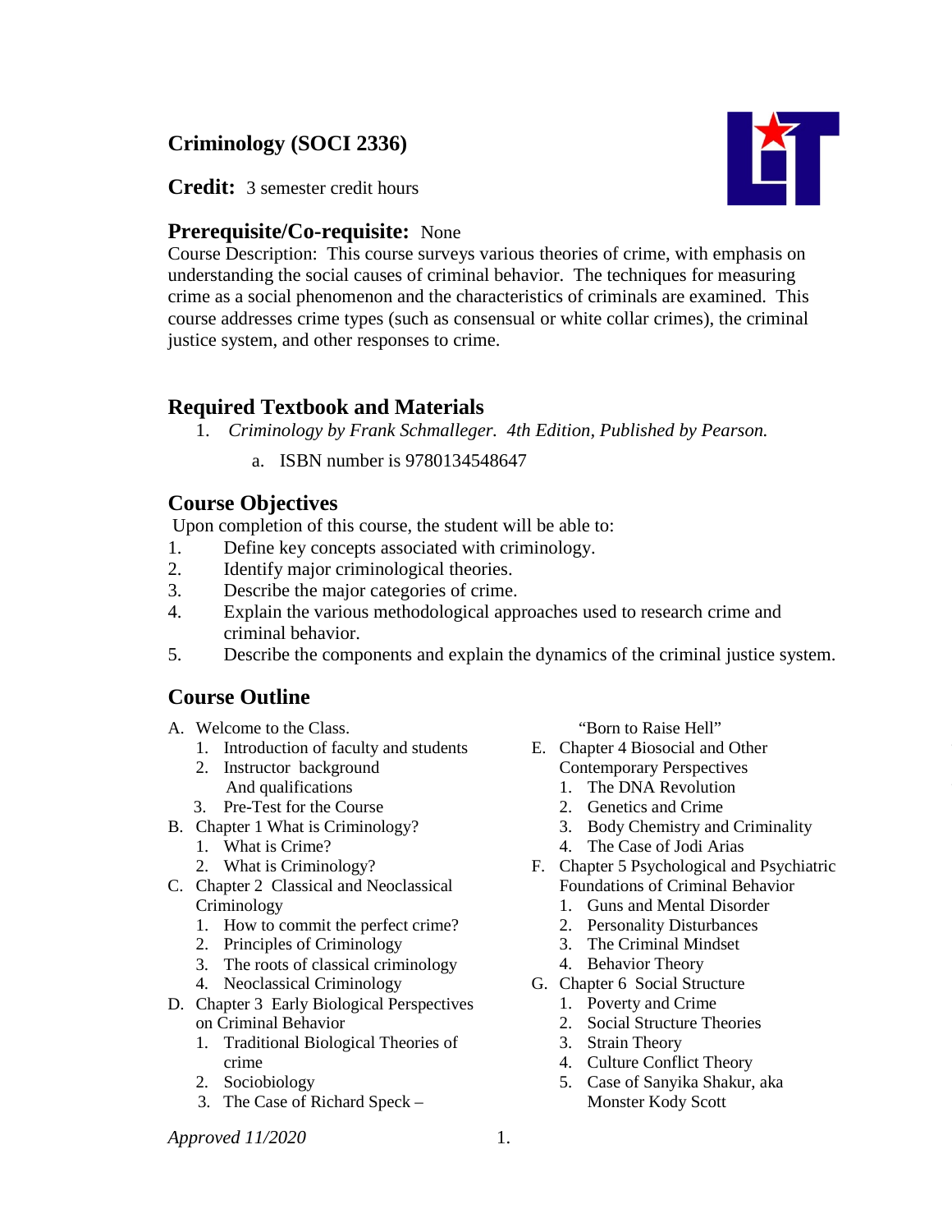# Criminology (SOCI 2336)

**Credit:** 3 semester credit hours

## Prerequisite/Co-requisite: None

Course Description: This course surveys various theories of crime, with emphasis on understanding the social causes of criminal behavior. The techniques for measuring crime as a social phenomenon and the characteristics of criminals are examined. This course addresses crime types (such as consensual or white collar crimes), the criminal justice system, and other responses to crime.

## Required Textbook and Materials

1. *Criminology by Frank Schmalleger. 4th Edition, Published by Pearson.*
   a. ISBN number is 9780134548647

## Course Objectives

Upon completion of this course, the student will be able to:

1. Define key concepts associated with criminology.
2. Identify major criminological theories.
3. Describe the major categories of crime.
4. Explain the various methodological approaches used to research crime and criminal behavior.
5. Describe the components and explain the dynamics of the criminal justice system.

## Course Outline

A. Welcome to the Class.
   1. Introduction of faculty and students
   2. Instructor background And qualifications
   3. Pre-Test for the Course

B. Chapter 1 What is Criminology?
   1. What is Crime?
   2. What is Criminology?

C. Chapter 2 Classical and Neoclassical Criminology
   1. How to commit the perfect crime?
   2. Principles of Criminology
   3. The roots of classical criminology
   4. Neoclassical Criminology

D. Chapter 3 Early Biological Perspectives on Criminal Behavior
   1. Traditional Biological Theories of crime
   2. Sociobiology
   3. The Case of Richard Speck – "Born to Raise Hell"

E. Chapter 4 Biosocial and Other Contemporary Perspectives
   1. The DNA Revolution
   2. Genetics and Crime
   3. Body Chemistry and Criminality
   4. The Case of Jodi Arias

F. Chapter 5 Psychological and Psychiatric Foundations of Criminal Behavior
   1. Guns and Mental Disorder
   2. Personality Disturbances
   3. The Criminal Mindset
   4. Behavior Theory

G. Chapter 6 Social Structure
   1. Poverty and Crime
   2. Social Structure Theories
   3. Strain Theory
   4. Culture Conflict Theory
   5. Case of Sanyika Shakur, aka Monster Kody Scott

*Approved 11/2020*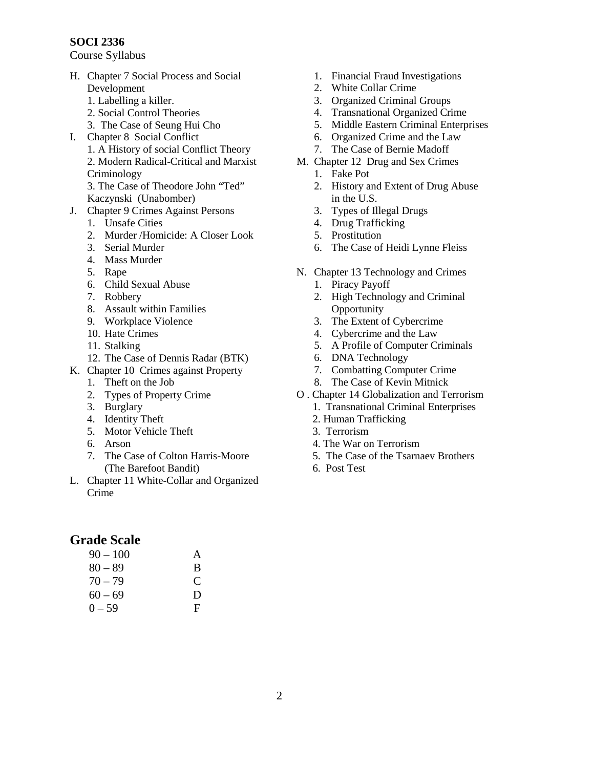**SOCI 2336**
Course Syllabus

H. Chapter 7 Social Process and Social Development
    1. Labelling a killer.
    2. Social Control Theories
    3. The Case of Seung Hui Cho

I. Chapter 8 Social Conflict
    1. A History of social Conflict Theory
    2. Modern Radical-Critical and Marxist Criminology
    3. The Case of Theodore John "Ted" Kaczynski (Unabomber)

J. Chapter 9 Crimes Against Persons
    1. Unsafe Cities
    2. Murder /Homicide: A Closer Look
    3. Serial Murder
    4. Mass Murder
    5. Rape
    6. Child Sexual Abuse
    7. Robbery
    8. Assault within Families
    9. Workplace Violence
    10. Hate Crimes
    11. Stalking
    12. The Case of Dennis Radar (BTK)

K. Chapter 10 Crimes against Property
    1. Theft on the Job
    2. Types of Property Crime
    3. Burglary
    4. Identity Theft
    5. Motor Vehicle Theft
    6. Arson
    7. The Case of Colton Harris-Moore (The Barefoot Bandit)

L. Chapter 11 White-Collar and Organized Crime
    1. Financial Fraud Investigations
    2. White Collar Crime
    3. Organized Criminal Groups
    4. Transnational Organized Crime
    5. Middle Eastern Criminal Enterprises
    6. Organized Crime and the Law
    7. The Case of Bernie Madoff

M. Chapter 12 Drug and Sex Crimes
    1. Fake Pot
    2. History and Extent of Drug Abuse in the U.S.
    3. Types of Illegal Drugs
    4. Drug Trafficking
    5. Prostitution
    6. The Case of Heidi Lynne Fleiss

N. Chapter 13 Technology and Crimes
    1. Piracy Payoff
    2. High Technology and Criminal Opportunity
    3. The Extent of Cybercrime
    4. Cybercrime and the Law
    5. A Profile of Computer Criminals
    6. DNA Technology
    7. Combatting Computer Crime
    8. The Case of Kevin Mitnick

O . Chapter 14 Globalization and Terrorism
    1. Transnational Criminal Enterprises
    2. Human Trafficking
    3. Terrorism
    4. The War on Terrorism
    5. The Case of the Tsarnaev Brothers
    6. Post Test

## Grade Scale

| | |
|---|---|
| 90 – 100 | A |
| 80 – 89 | B |
| 70 – 79 | C |
| 60 – 69 | D |
| 0 – 59 | F |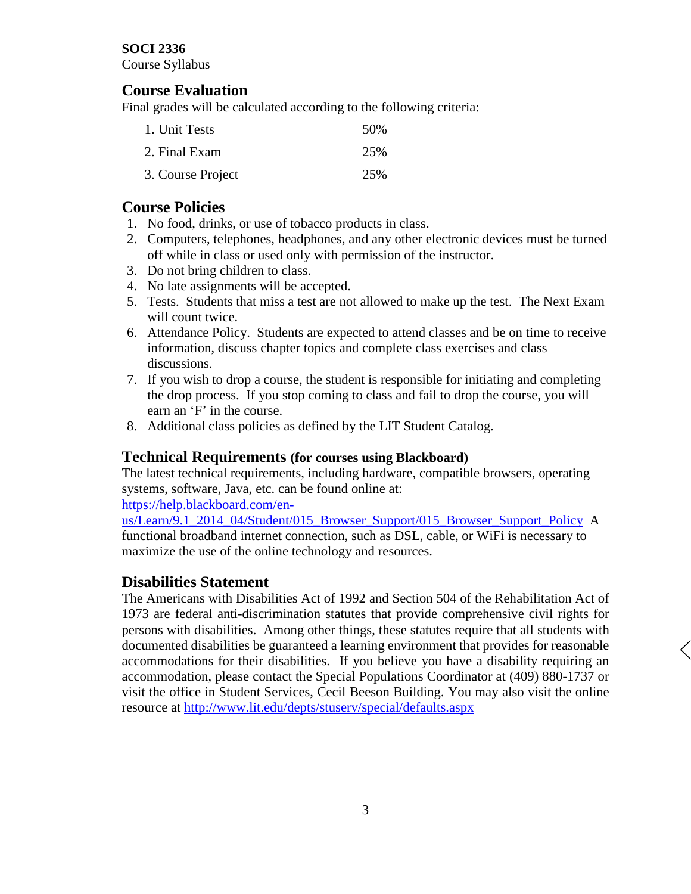**SOCI 2336**
Course Syllabus

## Course Evaluation

Final grades will be calculated according to the following criteria:

| | |
|---|---|
| 1. Unit Tests | 50% |
| 2. Final Exam | 25% |
| 3. Course Project | 25% |

## Course Policies

1. No food, drinks, or use of tobacco products in class.
2. Computers, telephones, headphones, and any other electronic devices must be turned off while in class or used only with permission of the instructor.
3. Do not bring children to class.
4. No late assignments will be accepted.
5. Tests. Students that miss a test are not allowed to make up the test. The Next Exam will count twice.
6. Attendance Policy. Students are expected to attend classes and be on time to receive information, discuss chapter topics and complete class exercises and class discussions.
7. If you wish to drop a course, the student is responsible for initiating and completing the drop process. If you stop coming to class and fail to drop the course, you will earn an 'F' in the course.
8. Additional class policies as defined by the LIT Student Catalog.

## Technical Requirements (for courses using Blackboard)

The latest technical requirements, including hardware, compatible browsers, operating systems, software, Java, etc. can be found online at: https://help.blackboard.com/en-us/Learn/9.1_2014_04/Student/015_Browser_Support/015_Browser_Support_Policy A functional broadband internet connection, such as DSL, cable, or WiFi is necessary to maximize the use of the online technology and resources.

## Disabilities Statement

The Americans with Disabilities Act of 1992 and Section 504 of the Rehabilitation Act of 1973 are federal anti-discrimination statutes that provide comprehensive civil rights for persons with disabilities. Among other things, these statutes require that all students with documented disabilities be guaranteed a learning environment that provides for reasonable accommodations for their disabilities. If you believe you have a disability requiring an accommodation, please contact the Special Populations Coordinator at (409) 880-1737 or visit the office in Student Services, Cecil Beeson Building. You may also visit the online resource at http://www.lit.edu/depts/stuserv/special/defaults.aspx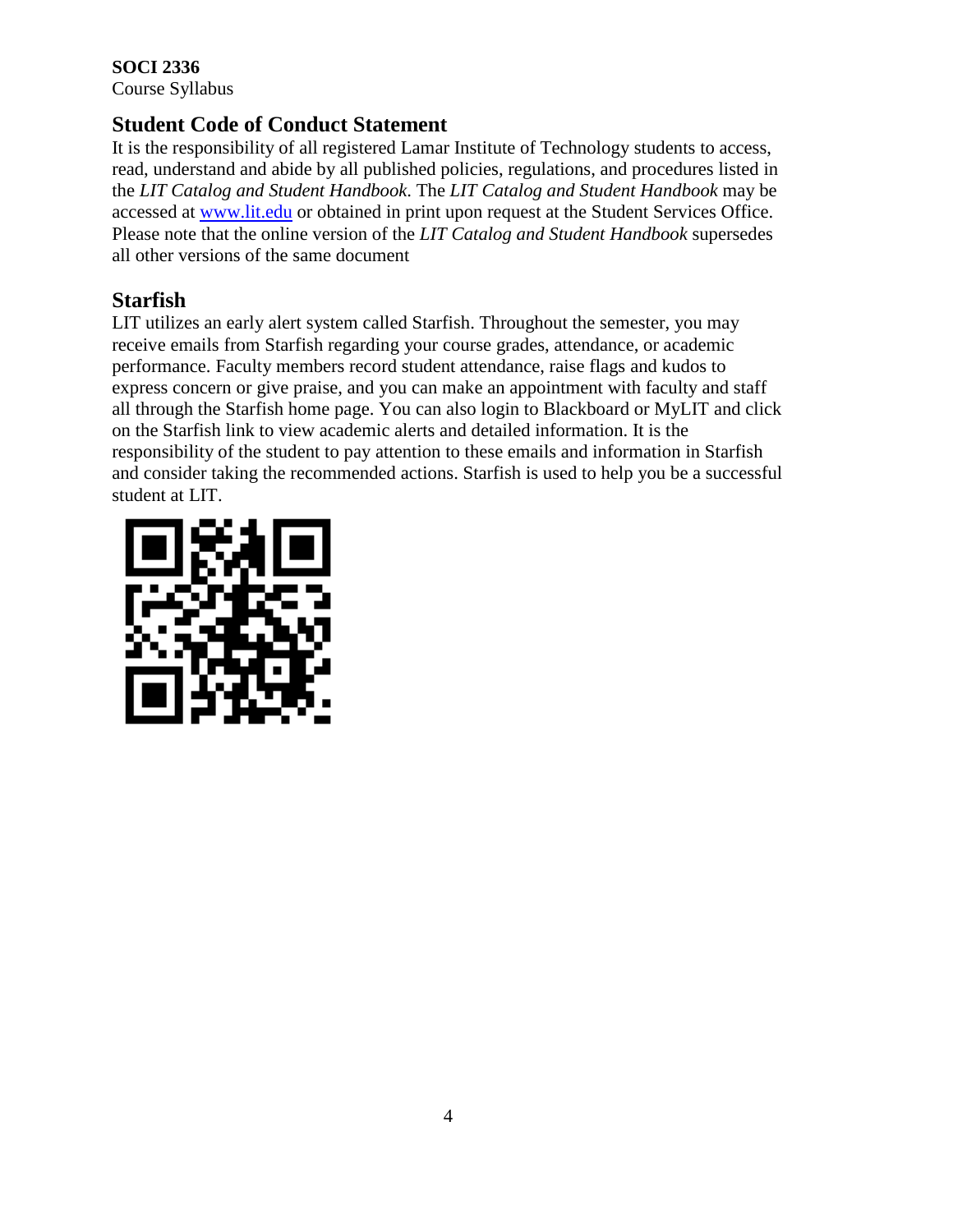**SOCI 2336**
Course Syllabus

## Student Code of Conduct Statement

It is the responsibility of all registered Lamar Institute of Technology students to access, read, understand and abide by all published policies, regulations, and procedures listed in the *LIT Catalog and Student Handbook*. The *LIT Catalog and Student Handbook* may be accessed at [www.lit.edu](www.lit.edu) or obtained in print upon request at the Student Services Office. Please note that the online version of the *LIT Catalog and Student Handbook* supersedes all other versions of the same document

## Starfish

LIT utilizes an early alert system called Starfish. Throughout the semester, you may receive emails from Starfish regarding your course grades, attendance, or academic performance. Faculty members record student attendance, raise flags and kudos to express concern or give praise, and you can make an appointment with faculty and staff all through the Starfish home page. You can also login to Blackboard or MyLIT and click on the Starfish link to view academic alerts and detailed information. It is the responsibility of the student to pay attention to these emails and information in Starfish and consider taking the recommended actions. Starfish is used to help you be a successful student at LIT.